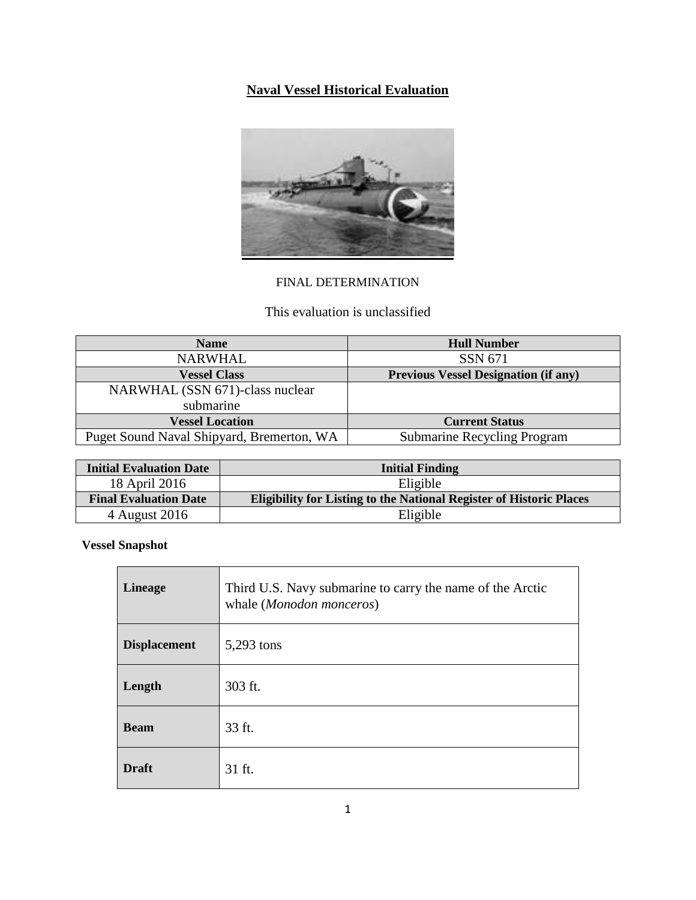# Naval Vessel Historical Evaluation

FINAL DETERMINATION

This evaluation is unclassified

| Name | Hull Number |
|---|---|
| NARWHAL | SSN 671 |
| **Vessel Class** | **Previous Vessel Designation (if any)** |
| NARWHAL (SSN 671)-class nuclear submarine | |
| **Vessel Location** | **Current Status** |
| Puget Sound Naval Shipyard, Bremerton, WA | Submarine Recycling Program |

| Initial Evaluation Date | Initial Finding |
|---|---|
| 18 April 2016 | Eligible |
| **Final Evaluation Date** | **Eligibility for Listing to the National Register of Historic Places** |
| 4 August 2016 | Eligible |

**Vessel Snapshot**

| | |
|---|---|
| **Lineage** | Third U.S. Navy submarine to carry the name of the Arctic whale (*Monodon monceros*) |
| **Displacement** | 5,293 tons |
| **Length** | 303 ft. |
| **Beam** | 33 ft. |
| **Draft** | 31 ft. |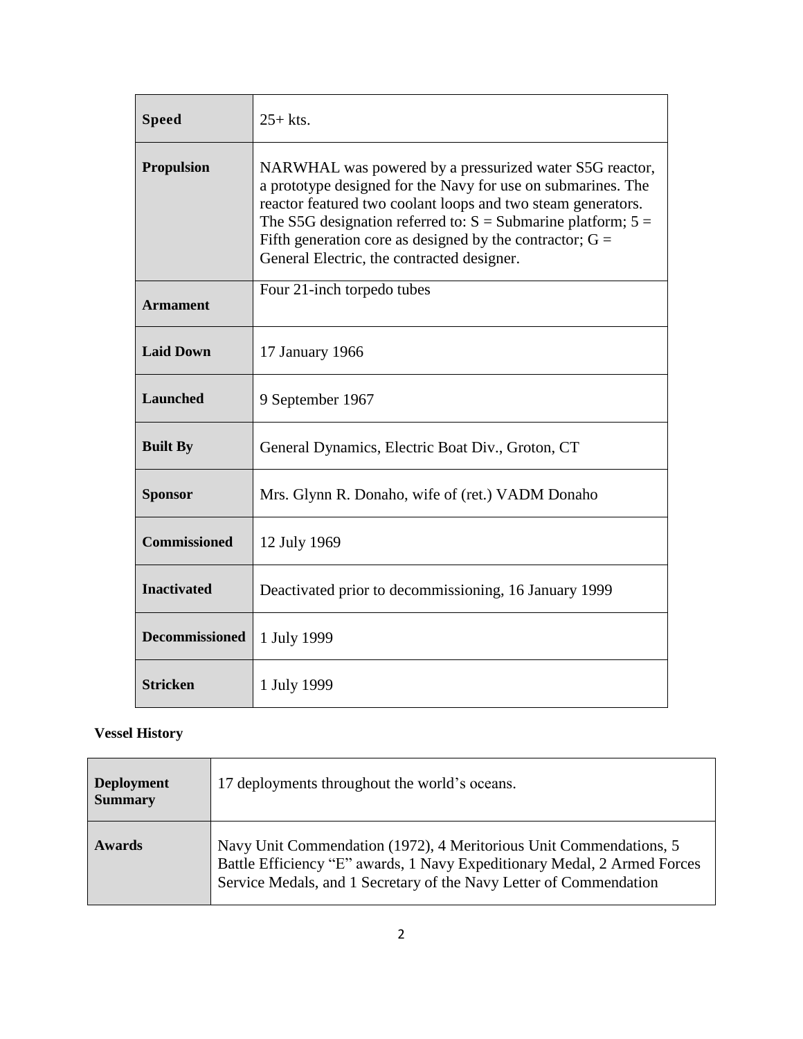| | |
|---|---|
| **Speed** | 25+ kts. |
| **Propulsion** | NARWHAL was powered by a pressurized water S5G reactor, a prototype designed for the Navy for use on submarines. The reactor featured two coolant loops and two steam generators. The S5G designation referred to: S = Submarine platform; 5 = Fifth generation core as designed by the contractor; G = General Electric, the contracted designer. |
| **Armament** | Four 21-inch torpedo tubes |
| **Laid Down** | 17 January 1966 |
| **Launched** | 9 September 1967 |
| **Built By** | General Dynamics, Electric Boat Div., Groton, CT |
| **Sponsor** | Mrs. Glynn R. Donaho, wife of (ret.) VADM Donaho |
| **Commissioned** | 12 July 1969 |
| **Inactivated** | Deactivated prior to decommissioning, 16 January 1999 |
| **Decommissioned** | 1 July 1999 |
| **Stricken** | 1 July 1999 |

**Vessel History**

| | |
|---|---|
| **Deployment Summary** | 17 deployments throughout the world's oceans. |
| **Awards** | Navy Unit Commendation (1972), 4 Meritorious Unit Commendations, 5 Battle Efficiency "E" awards, 1 Navy Expeditionary Medal, 2 Armed Forces Service Medals, and 1 Secretary of the Navy Letter of Commendation |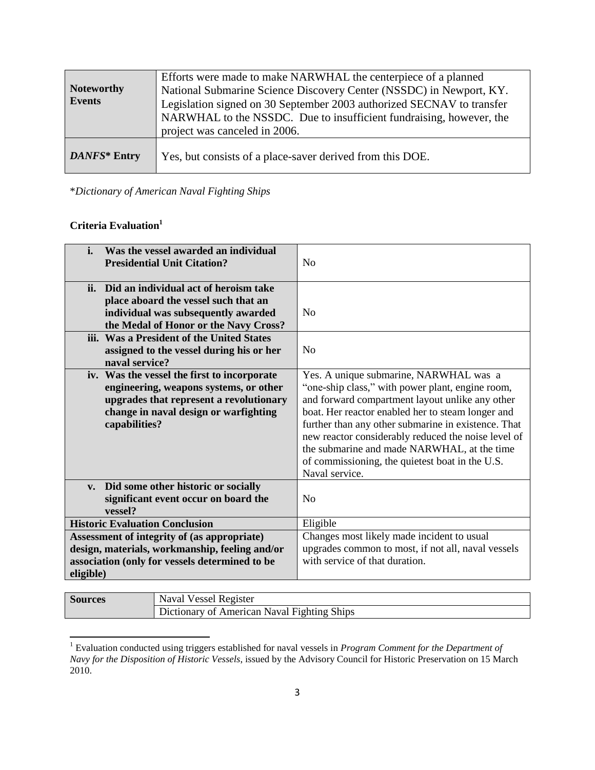| **Noteworthy Events** | Efforts were made to make NARWHAL the centerpiece of a planned National Submarine Science Discovery Center (NSSDC) in Newport, KY. Legislation signed on 30 September 2003 authorized SECNAV to transfer NARWHAL to the NSSDC. Due to insufficient fundraising, however, the project was canceled in 2006. |
|---|---|
| ***DANFS** Entry*** | Yes, but consists of a place-saver derived from this DOE. |

**Dictionary of American Naval Fighting Ships*

**Criteria Evaluation**[1]

| **i. Was the vessel awarded an individual Presidential Unit Citation?** | No |
|---|---|
| **ii. Did an individual act of heroism take place aboard the vessel such that an individual was subsequently awarded the Medal of Honor or the Navy Cross?** | No |
| **iii. Was a President of the United States assigned to the vessel during his or her naval service?** | No |
| **iv. Was the vessel the first to incorporate engineering, weapons systems, or other upgrades that represent a revolutionary change in naval design or warfighting capabilities?** | Yes. A unique submarine, NARWHAL was a "one-ship class," with power plant, engine room, and forward compartment layout unlike any other boat. Her reactor enabled her to steam longer and further than any other submarine in existence. That new reactor considerably reduced the noise level of the submarine and made NARWHAL, at the time of commissioning, the quietest boat in the U.S. Naval service. |
| **v. Did some other historic or socially significant event occur on board the vessel?** | No |
| **Historic Evaluation Conclusion** | Eligible |
| **Assessment of integrity of (as appropriate) design, materials, workmanship, feeling and/or association (only for vessels determined to be eligible)** | Changes most likely made incident to usual upgrades common to most, if not all, naval vessels with service of that duration. |

| **Sources** | Naval Vessel Register |
|---|---|
| | Dictionary of American Naval Fighting Ships |

[1] Evaluation conducted using triggers established for naval vessels in *Program Comment for the Department of Navy for the Disposition of Historic Vessels*, issued by the Advisory Council for Historic Preservation on 15 March 2010.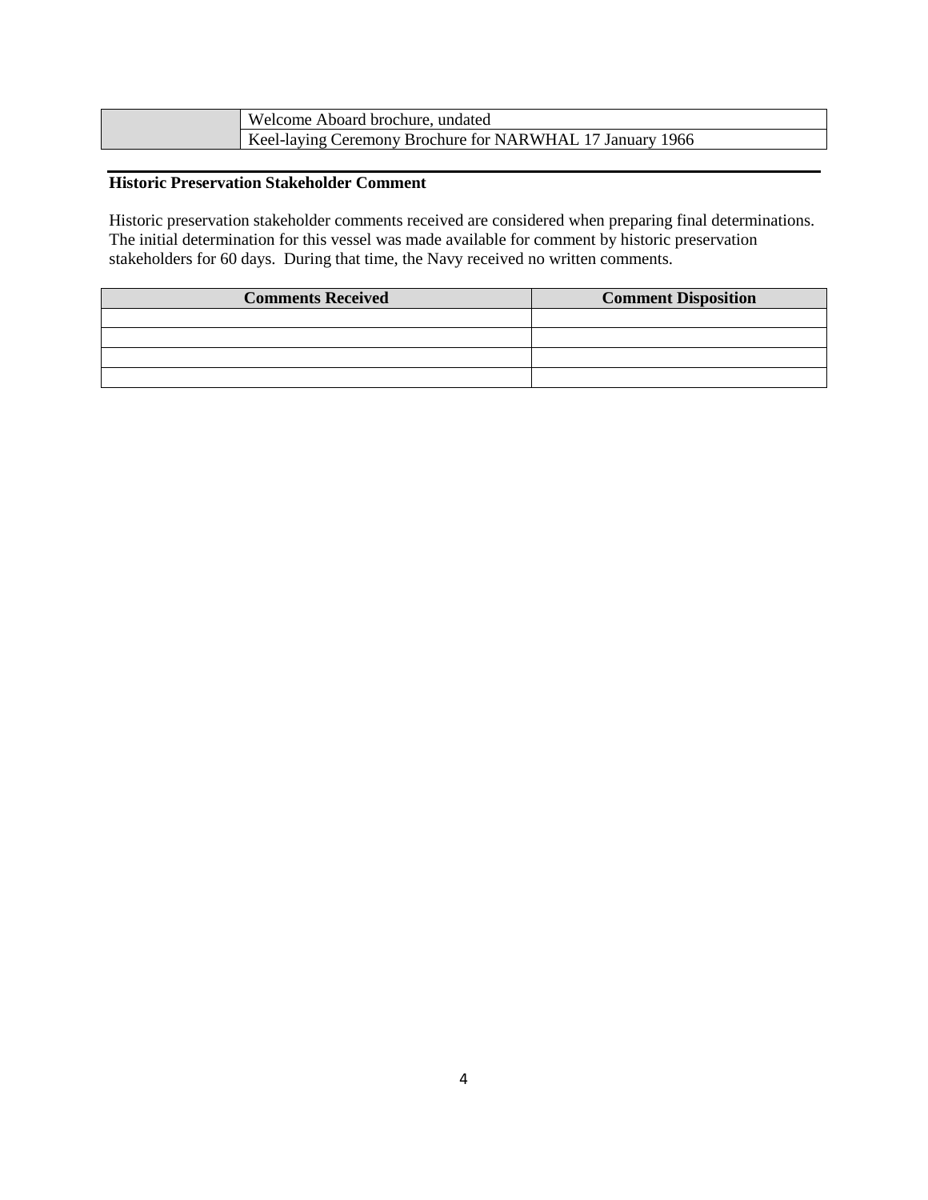| | |
|---|---|
| | Welcome Aboard brochure, undated |
| | Keel-laying Ceremony Brochure for NARWHAL 17 January 1966 |

## Historic Preservation Stakeholder Comment

Historic preservation stakeholder comments received are considered when preparing final determinations. The initial determination for this vessel was made available for comment by historic preservation stakeholders for 60 days. During that time, the Navy received no written comments.

| Comments Received | Comment Disposition |
|---|---|
| | |
| | |
| | |
| | |